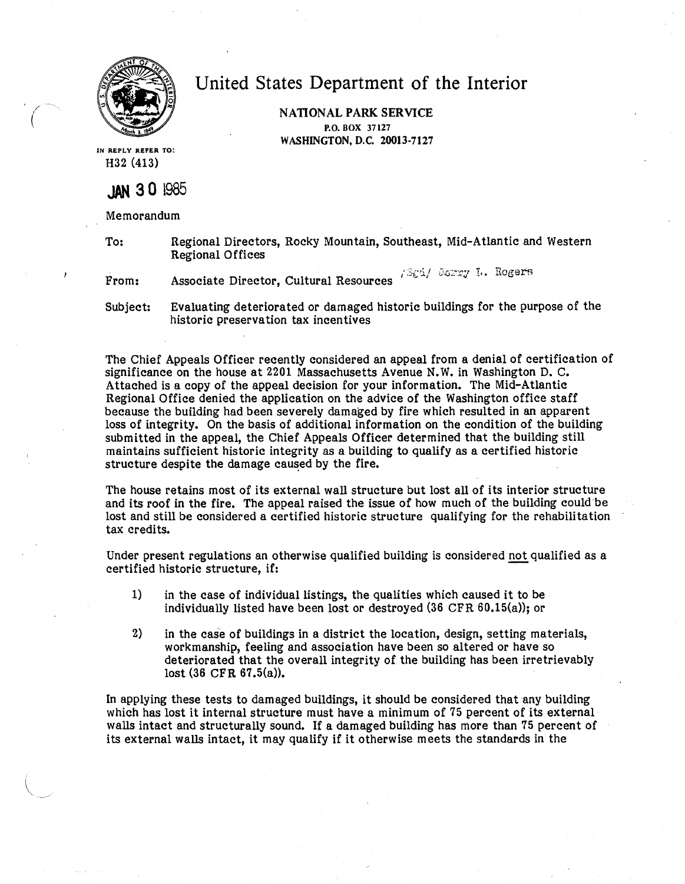# United States Department of the Interior

**NATIONAL PARK SERVICE**
P.O. BOX 37127
WASHINGTON, D.C. 20013-7127

IN REPLY REFER TO:
H32 (413)

**JAN 30 1985**

Memorandum

To: Regional Directors, Rocky Mountain, Southeast, Mid-Atlantic and Western Regional Offices

From: Associate Director, Cultural Resources /Sgd/ Jerry L. Rogers

Subject: Evaluating deteriorated or damaged historic buildings for the purpose of the historic preservation tax incentives

The Chief Appeals Officer recently considered an appeal from a denial of certification of significance on the house at 2201 Massachusetts Avenue N.W. in Washington D. C. Attached is a copy of the appeal decision for your information. The Mid-Atlantic Regional Office denied the application on the advice of the Washington office staff because the building had been severely damaged by fire which resulted in an apparent loss of integrity. On the basis of additional information on the condition of the building submitted in the appeal, the Chief Appeals Officer determined that the building still maintains sufficient historic integrity as a building to qualify as a certified historic structure despite the damage caused by the fire.

The house retains most of its external wall structure but lost all of its interior structure and its roof in the fire. The appeal raised the issue of how much of the building could be lost and still be considered a certified historic structure qualifying for the rehabilitation tax credits.

Under present regulations an otherwise qualified building is considered not qualified as a certified historic structure, if:

1) in the case of individual listings, the qualities which caused it to be individually listed have been lost or destroyed (36 CFR 60.15(a)); or

2) in the case of buildings in a district the location, design, setting materials, workmanship, feeling and association have been so altered or have so deteriorated that the overall integrity of the building has been irretrievably lost (36 CFR 67.5(a)).

In applying these tests to damaged buildings, it should be considered that any building which has lost it internal structure must have a minimum of 75 percent of its external walls intact and structurally sound. If a damaged building has more than 75 percent of its external walls intact, it may qualify if it otherwise meets the standards in the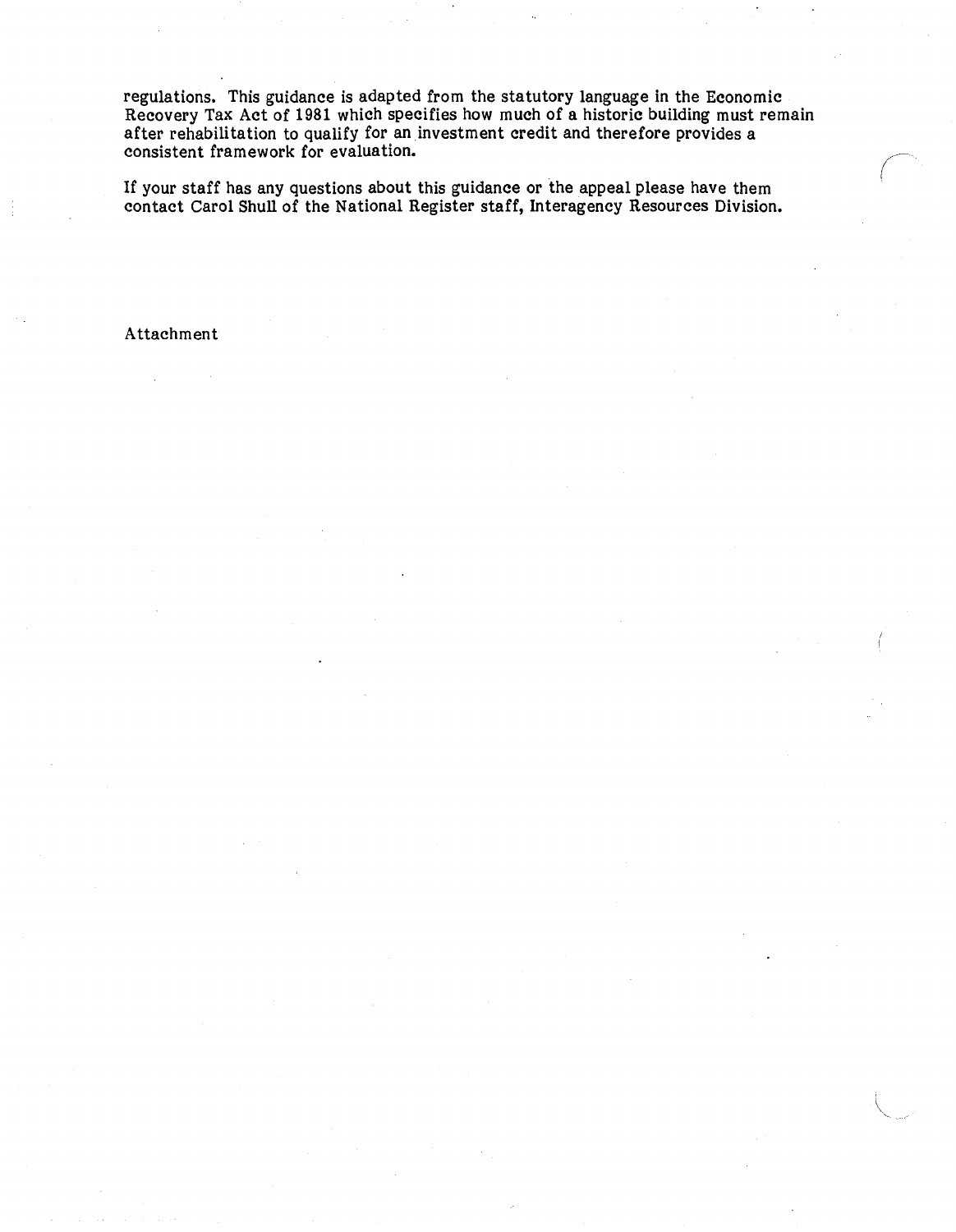regulations. This guidance is adapted from the statutory language in the Economic Recovery Tax Act of 1981 which specifies how much of a historic building must remain after rehabilitation to qualify for an investment credit and therefore provides a consistent framework for evaluation.

If your staff has any questions about this guidance or the appeal please have them contact Carol Shull of the National Register staff, Interagency Resources Division.

Attachment